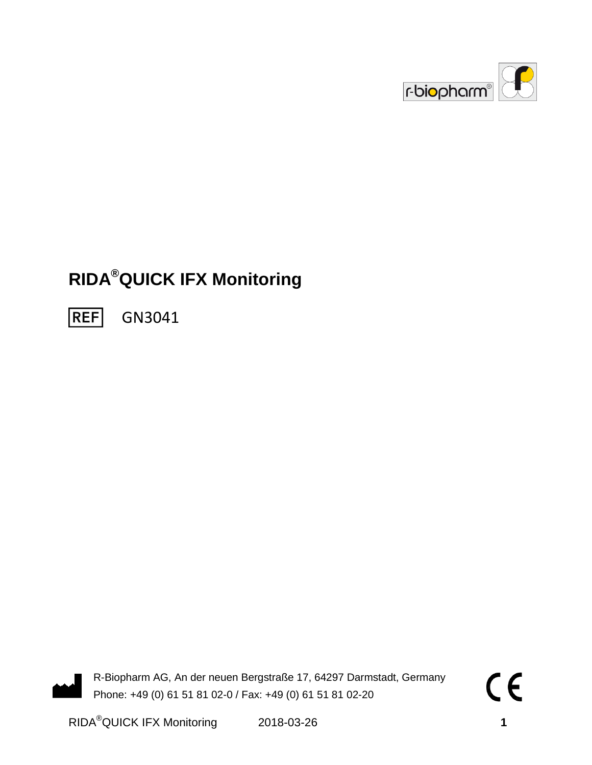# RIDA®QUICK IFX Monitoring

REF GN3041

R-Biopharm AG, An der neuen Bergstraße 17, 64297 Darmstadt, Germany
Phone: +49 (0) 61 51 81 02-0 / Fax: +49 (0) 61 51 81 02-20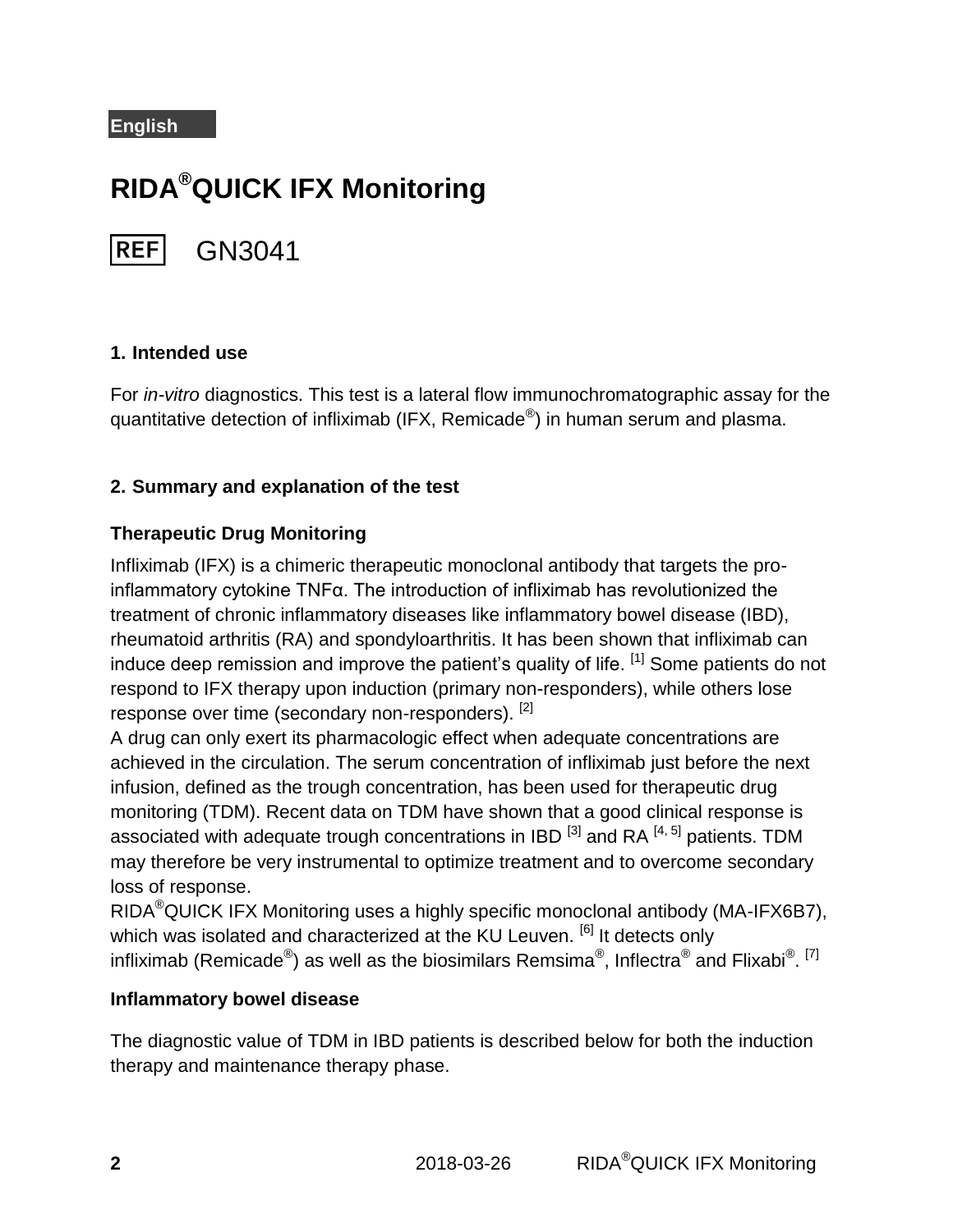English

# RIDA®QUICK IFX Monitoring

REF GN3041

## 1. Intended use

For *in-vitro* diagnostics. This test is a lateral flow immunochromatographic assay for the quantitative detection of infliximab (IFX, Remicade®) in human serum and plasma.

## 2. Summary and explanation of the test

### Therapeutic Drug Monitoring

Infliximab (IFX) is a chimeric therapeutic monoclonal antibody that targets the pro-inflammatory cytokine TNFα. The introduction of infliximab has revolutionized the treatment of chronic inflammatory diseases like inflammatory bowel disease (IBD), rheumatoid arthritis (RA) and spondyloarthritis. It has been shown that infliximab can induce deep remission and improve the patient's quality of life. [1] Some patients do not respond to IFX therapy upon induction (primary non-responders), while others lose response over time (secondary non-responders). [2]

A drug can only exert its pharmacologic effect when adequate concentrations are achieved in the circulation. The serum concentration of infliximab just before the next infusion, defined as the trough concentration, has been used for therapeutic drug monitoring (TDM). Recent data on TDM have shown that a good clinical response is associated with adequate trough concentrations in IBD [3] and RA [4, 5] patients. TDM may therefore be very instrumental to optimize treatment and to overcome secondary loss of response.

RIDA®QUICK IFX Monitoring uses a highly specific monoclonal antibody (MA-IFX6B7), which was isolated and characterized at the KU Leuven. [6] It detects only infliximab (Remicade®) as well as the biosimilars Remsima®, Inflectra® and Flixabi®. [7]

### Inflammatory bowel disease

The diagnostic value of TDM in IBD patients is described below for both the induction therapy and maintenance therapy phase.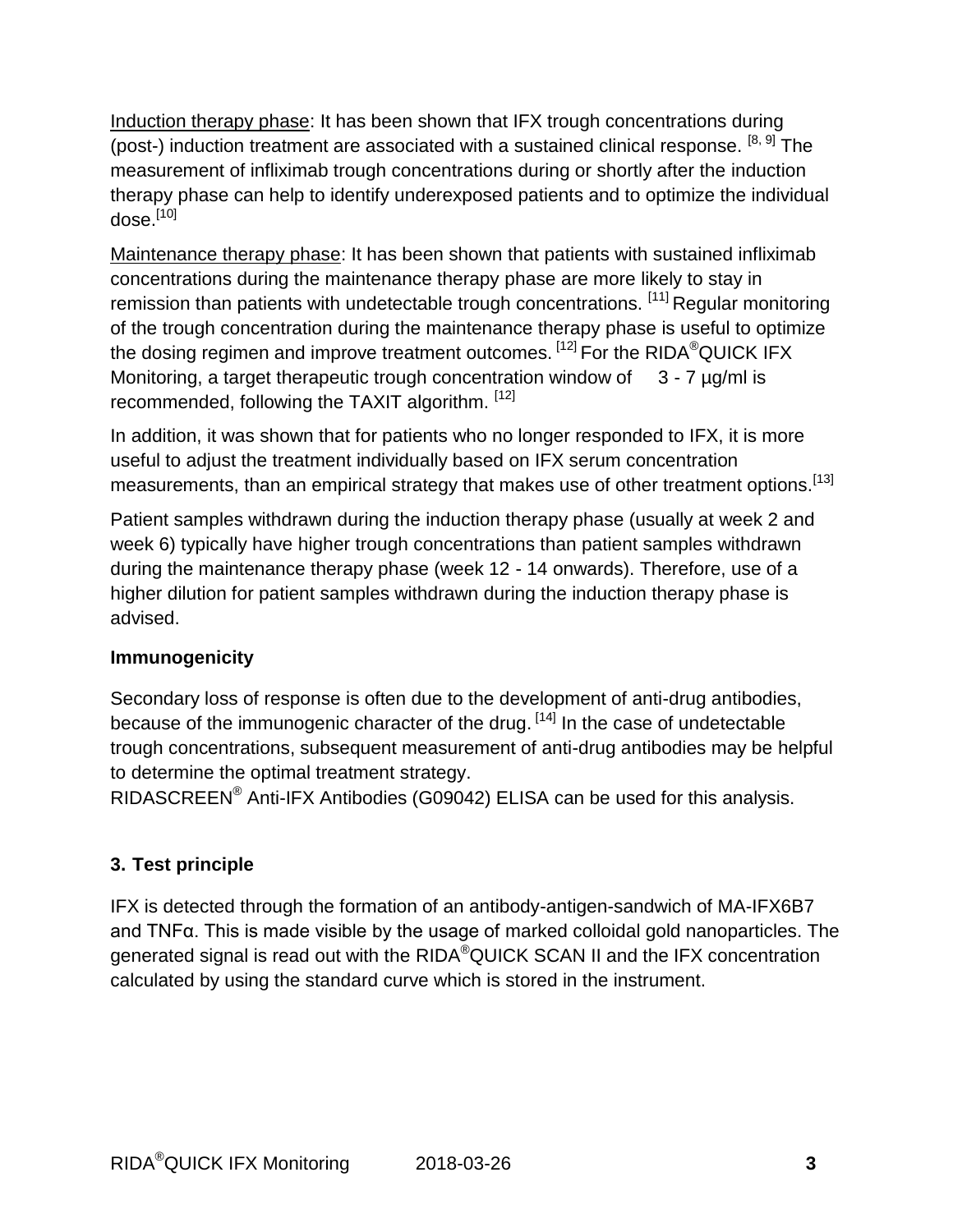Induction therapy phase: It has been shown that IFX trough concentrations during (post-) induction treatment are associated with a sustained clinical response. [8, 9] The measurement of infliximab trough concentrations during or shortly after the induction therapy phase can help to identify underexposed patients and to optimize the individual dose.[10]

Maintenance therapy phase: It has been shown that patients with sustained infliximab concentrations during the maintenance therapy phase are more likely to stay in remission than patients with undetectable trough concentrations. [11] Regular monitoring of the trough concentration during the maintenance therapy phase is useful to optimize the dosing regimen and improve treatment outcomes. [12] For the RIDA®QUICK IFX Monitoring, a target therapeutic trough concentration window of 3 - 7 µg/ml is recommended, following the TAXIT algorithm. [12]

In addition, it was shown that for patients who no longer responded to IFX, it is more useful to adjust the treatment individually based on IFX serum concentration measurements, than an empirical strategy that makes use of other treatment options.[13]

Patient samples withdrawn during the induction therapy phase (usually at week 2 and week 6) typically have higher trough concentrations than patient samples withdrawn during the maintenance therapy phase (week 12 - 14 onwards). Therefore, use of a higher dilution for patient samples withdrawn during the induction therapy phase is advised.

**Immunogenicity**

Secondary loss of response is often due to the development of anti-drug antibodies, because of the immunogenic character of the drug. [14] In the case of undetectable trough concentrations, subsequent measurement of anti-drug antibodies may be helpful to determine the optimal treatment strategy.
RIDASCREEN® Anti-IFX Antibodies (G09042) ELISA can be used for this analysis.

## 3. Test principle

IFX is detected through the formation of an antibody-antigen-sandwich of MA-IFX6B7 and TNFα. This is made visible by the usage of marked colloidal gold nanoparticles. The generated signal is read out with the RIDA®QUICK SCAN II and the IFX concentration calculated by using the standard curve which is stored in the instrument.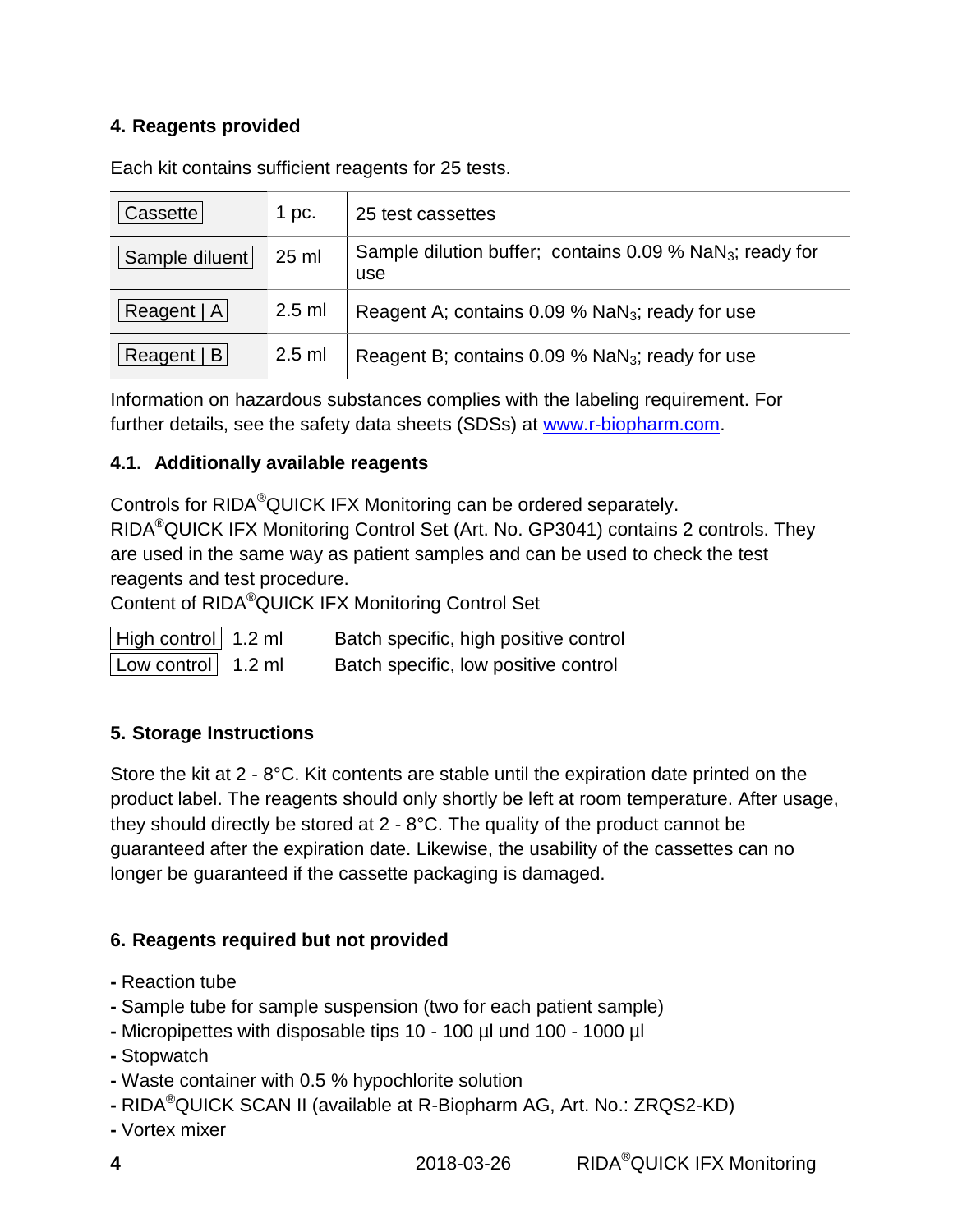## 4. Reagents provided

Each kit contains sufficient reagents for 25 tests.

| Cassette | 1 pc. | 25 test cassettes |
|---|---|---|
| Sample diluent | 25 ml | Sample dilution buffer; contains 0.09 % $NaN_3$; ready for use |
| Reagent \| A | 2.5 ml | Reagent A; contains 0.09 % $NaN_3$; ready for use |
| Reagent \| B | 2.5 ml | Reagent B; contains 0.09 % $NaN_3$; ready for use |

Information on hazardous substances complies with the labeling requirement. For further details, see the safety data sheets (SDSs) at www.r-biopharm.com.

### 4.1. Additionally available reagents

Controls for RIDA®QUICK IFX Monitoring can be ordered separately.
RIDA®QUICK IFX Monitoring Control Set (Art. No. GP3041) contains 2 controls. They are used in the same way as patient samples and can be used to check the test reagents and test procedure.
Content of RIDA®QUICK IFX Monitoring Control Set

| High control | 1.2 ml | Batch specific, high positive control |
|---|---|---|
| Low control | 1.2 ml | Batch specific, low positive control |

## 5. Storage Instructions

Store the kit at 2 - 8°C. Kit contents are stable until the expiration date printed on the product label. The reagents should only shortly be left at room temperature. After usage, they should directly be stored at 2 - 8°C. The quality of the product cannot be guaranteed after the expiration date. Likewise, the usability of the cassettes can no longer be guaranteed if the cassette packaging is damaged.

## 6. Reagents required but not provided

- Reaction tube
- Sample tube for sample suspension (two for each patient sample)
- Micropipettes with disposable tips 10 - 100 µl und 100 - 1000 µl
- Stopwatch
- Waste container with 0.5 % hypochlorite solution
- RIDA®QUICK SCAN II (available at R-Biopharm AG, Art. No.: ZRQS2-KD)
- Vortex mixer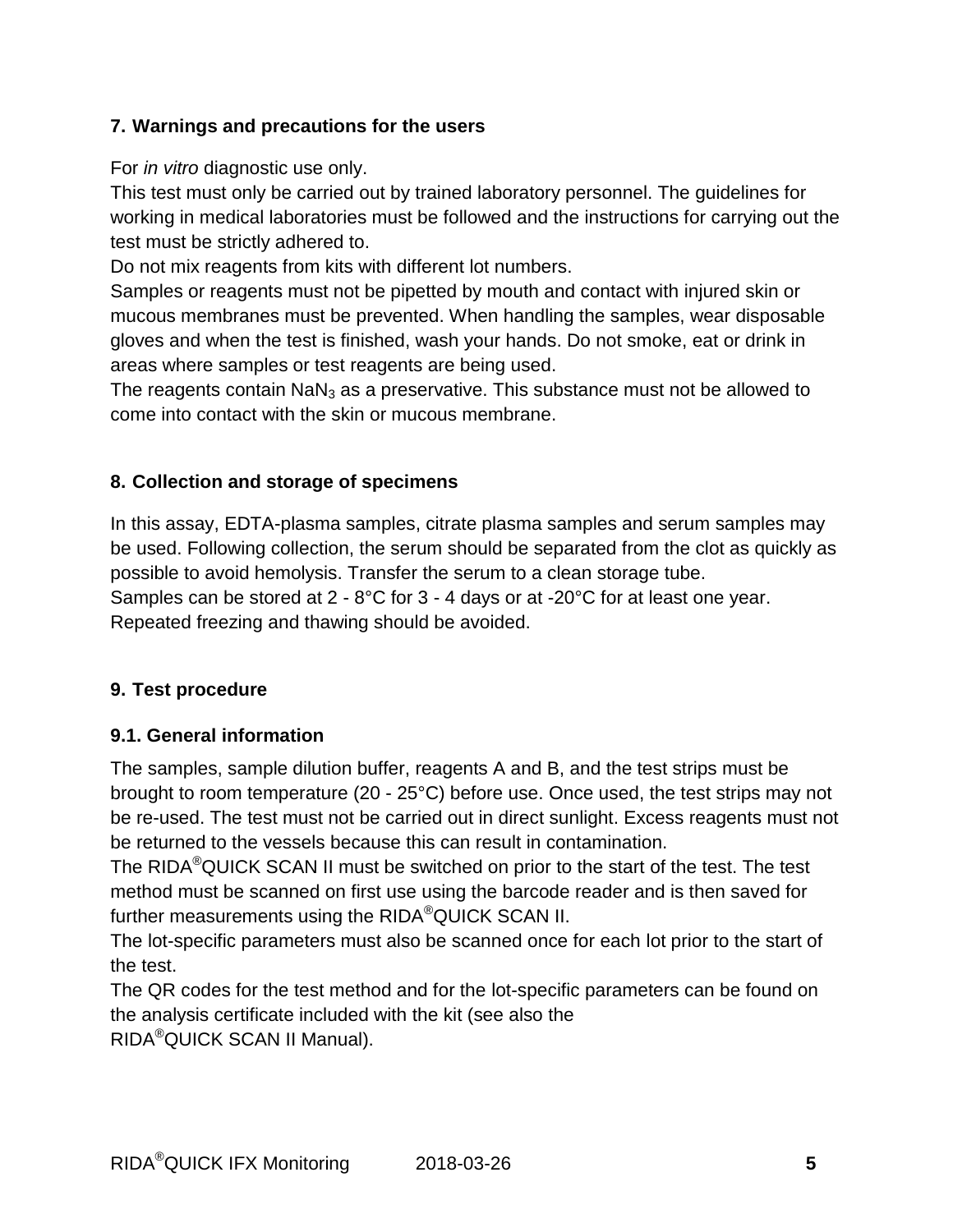## 7. Warnings and precautions for the users

For *in vitro* diagnostic use only.
This test must only be carried out by trained laboratory personnel. The guidelines for working in medical laboratories must be followed and the instructions for carrying out the test must be strictly adhered to.
Do not mix reagents from kits with different lot numbers.
Samples or reagents must not be pipetted by mouth and contact with injured skin or mucous membranes must be prevented. When handling the samples, wear disposable gloves and when the test is finished, wash your hands. Do not smoke, eat or drink in areas where samples or test reagents are being used.
The reagents contain $NaN_3$ as a preservative. This substance must not be allowed to come into contact with the skin or mucous membrane.

## 8. Collection and storage of specimens

In this assay, EDTA-plasma samples, citrate plasma samples and serum samples may be used. Following collection, the serum should be separated from the clot as quickly as possible to avoid hemolysis. Transfer the serum to a clean storage tube.
Samples can be stored at 2 - 8°C for 3 - 4 days or at -20°C for at least one year. Repeated freezing and thawing should be avoided.

## 9. Test procedure

### 9.1. General information

The samples, sample dilution buffer, reagents A and B, and the test strips must be brought to room temperature (20 - 25°C) before use. Once used, the test strips may not be re-used. The test must not be carried out in direct sunlight. Excess reagents must not be returned to the vessels because this can result in contamination.
The RIDA®QUICK SCAN II must be switched on prior to the start of the test. The test method must be scanned on first use using the barcode reader and is then saved for further measurements using the RIDA®QUICK SCAN II.
The lot-specific parameters must also be scanned once for each lot prior to the start of the test.
The QR codes for the test method and for the lot-specific parameters can be found on the analysis certificate included with the kit (see also the RIDA®QUICK SCAN II Manual).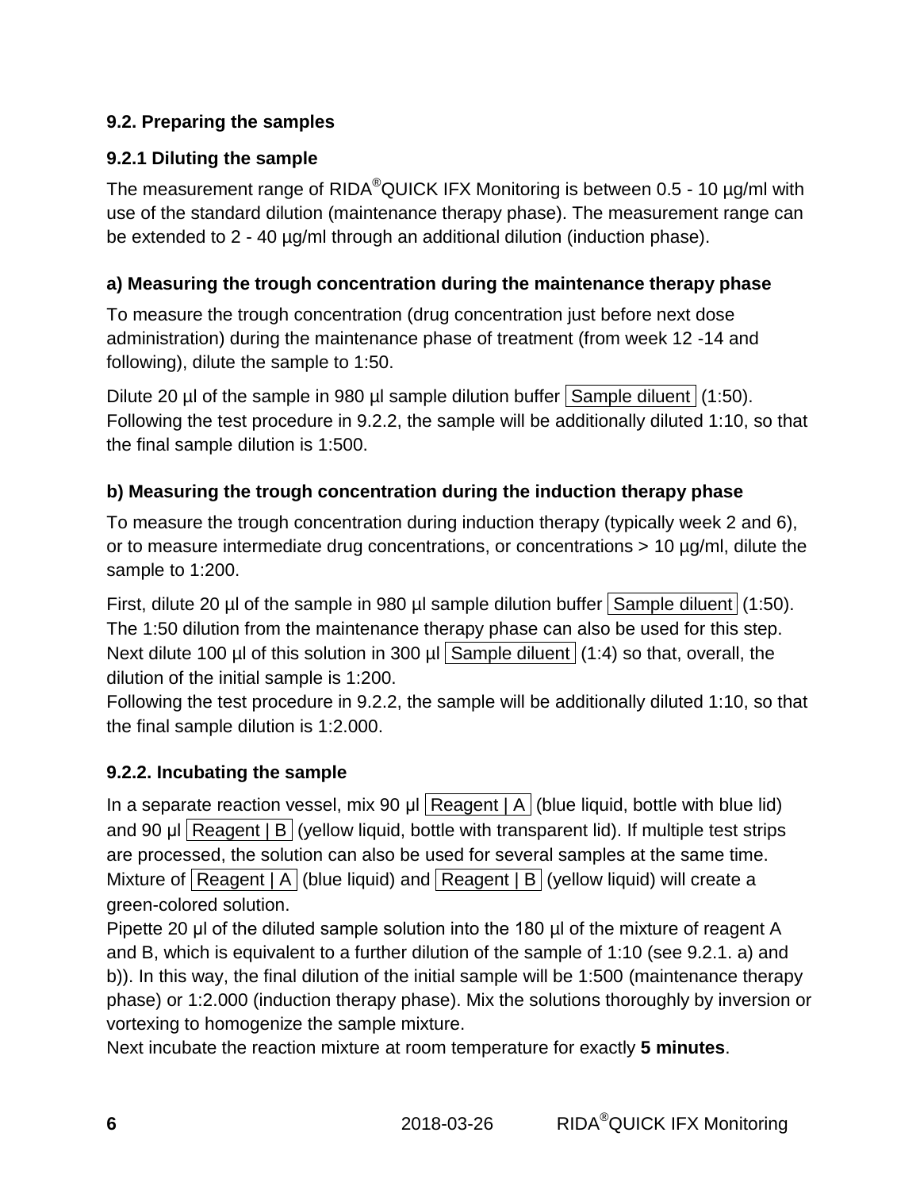### 9.2. Preparing the samples

#### 9.2.1 Diluting the sample

The measurement range of RIDA®QUICK IFX Monitoring is between 0.5 - 10 µg/ml with use of the standard dilution (maintenance therapy phase). The measurement range can be extended to 2 - 40 µg/ml through an additional dilution (induction phase).

#### a) Measuring the trough concentration during the maintenance therapy phase

To measure the trough concentration (drug concentration just before next dose administration) during the maintenance phase of treatment (from week 12 -14 and following), dilute the sample to 1:50.

Dilute 20 µl of the sample in 980 µl sample dilution buffer Sample diluent (1:50). Following the test procedure in 9.2.2, the sample will be additionally diluted 1:10, so that the final sample dilution is 1:500.

#### b) Measuring the trough concentration during the induction therapy phase

To measure the trough concentration during induction therapy (typically week 2 and 6), or to measure intermediate drug concentrations, or concentrations > 10 µg/ml, dilute the sample to 1:200.

First, dilute 20 µl of the sample in 980 µl sample dilution buffer Sample diluent (1:50). The 1:50 dilution from the maintenance therapy phase can also be used for this step. Next dilute 100 µl of this solution in 300 µl Sample diluent (1:4) so that, overall, the dilution of the initial sample is 1:200.
Following the test procedure in 9.2.2, the sample will be additionally diluted 1:10, so that the final sample dilution is 1:2.000.

#### 9.2.2. Incubating the sample

In a separate reaction vessel, mix 90 µl Reagent | A (blue liquid, bottle with blue lid) and 90 µl Reagent | B (yellow liquid, bottle with transparent lid). If multiple test strips are processed, the solution can also be used for several samples at the same time. Mixture of Reagent | A (blue liquid) and Reagent | B (yellow liquid) will create a green-colored solution.
Pipette 20 µl of the diluted sample solution into the 180 µl of the mixture of reagent A and B, which is equivalent to a further dilution of the sample of 1:10 (see 9.2.1. a) and b)). In this way, the final dilution of the initial sample will be 1:500 (maintenance therapy phase) or 1:2.000 (induction therapy phase). Mix the solutions thoroughly by inversion or vortexing to homogenize the sample mixture.
Next incubate the reaction mixture at room temperature for exactly **5 minutes**.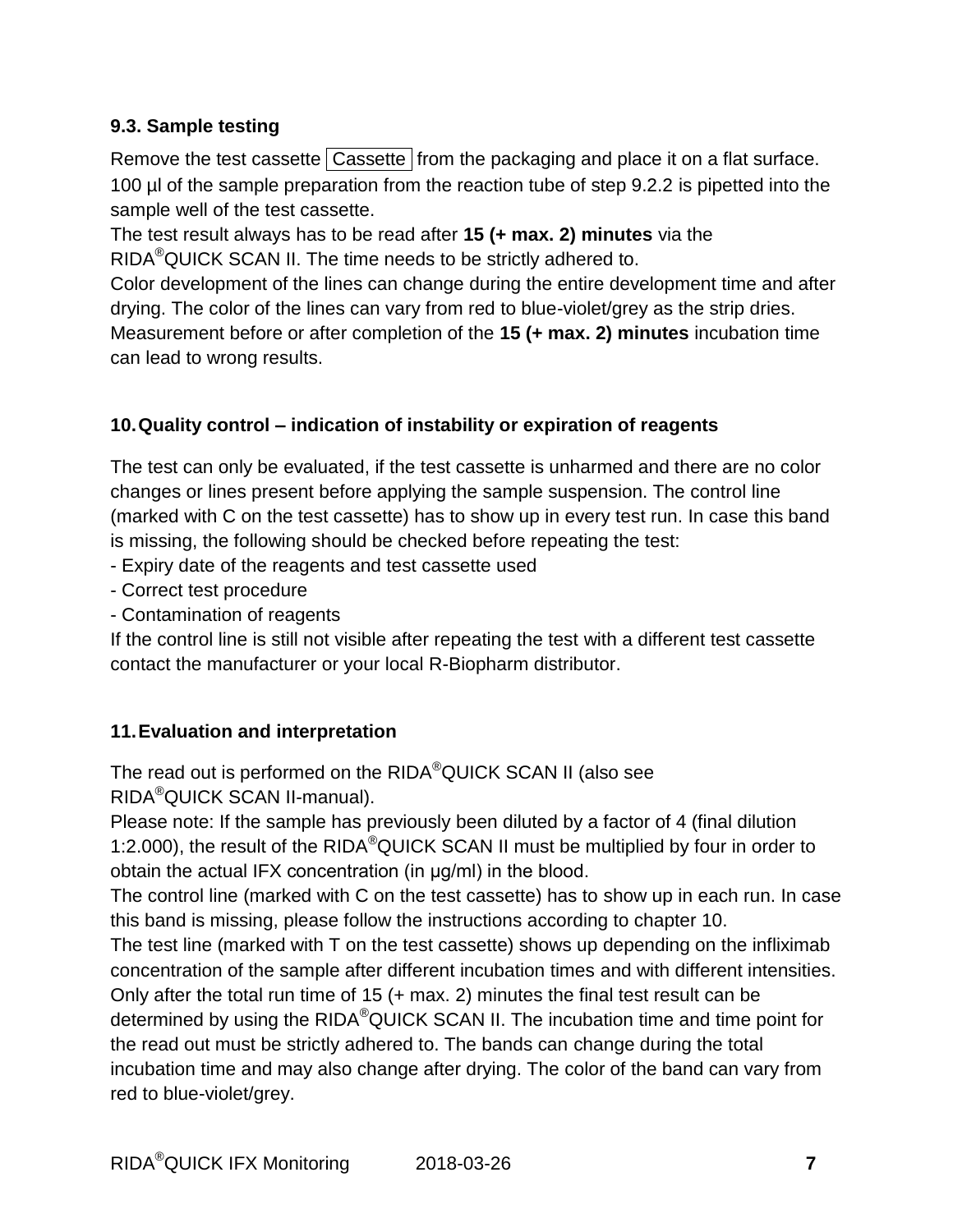### 9.3. Sample testing

Remove the test cassette Cassette from the packaging and place it on a flat surface. 100 µl of the sample preparation from the reaction tube of step 9.2.2 is pipetted into the sample well of the test cassette.
The test result always has to be read after **15 (+ max. 2) minutes** via the RIDA®QUICK SCAN II. The time needs to be strictly adhered to.
Color development of the lines can change during the entire development time and after drying. The color of the lines can vary from red to blue-violet/grey as the strip dries. Measurement before or after completion of the **15 (+ max. 2) minutes** incubation time can lead to wrong results.

## 10. Quality control – indication of instability or expiration of reagents

The test can only be evaluated, if the test cassette is unharmed and there are no color changes or lines present before applying the sample suspension. The control line (marked with C on the test cassette) has to show up in every test run. In case this band is missing, the following should be checked before repeating the test:

- Expiry date of the reagents and test cassette used
- Correct test procedure
- Contamination of reagents

If the control line is still not visible after repeating the test with a different test cassette contact the manufacturer or your local R-Biopharm distributor.

## 11. Evaluation and interpretation

The read out is performed on the RIDA®QUICK SCAN II (also see RIDA®QUICK SCAN II-manual).
Please note: If the sample has previously been diluted by a factor of 4 (final dilution 1:2.000), the result of the RIDA®QUICK SCAN II must be multiplied by four in order to obtain the actual IFX concentration (in µg/ml) in the blood.
The control line (marked with C on the test cassette) has to show up in each run. In case this band is missing, please follow the instructions according to chapter 10.
The test line (marked with T on the test cassette) shows up depending on the infliximab concentration of the sample after different incubation times and with different intensities. Only after the total run time of 15 (+ max. 2) minutes the final test result can be determined by using the RIDA®QUICK SCAN II. The incubation time and time point for the read out must be strictly adhered to. The bands can change during the total incubation time and may also change after drying. The color of the band can vary from red to blue-violet/grey.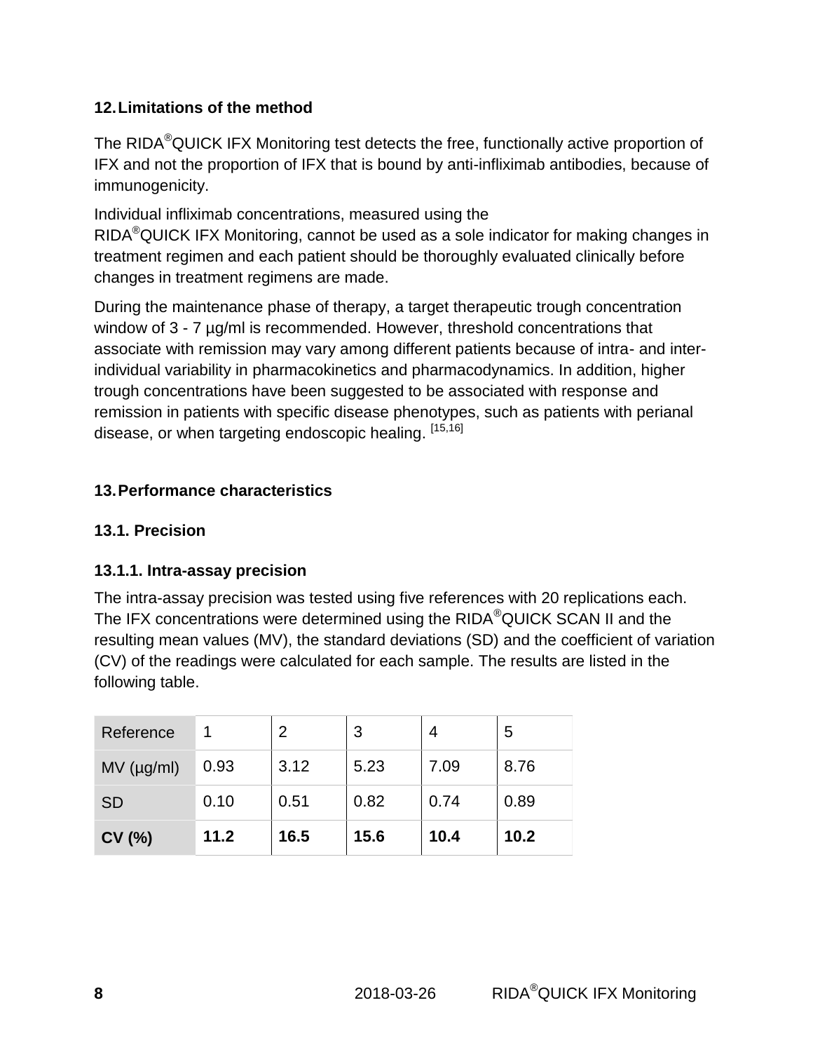## 12. Limitations of the method

The RIDA®QUICK IFX Monitoring test detects the free, functionally active proportion of IFX and not the proportion of IFX that is bound by anti-infliximab antibodies, because of immunogenicity.

Individual infliximab concentrations, measured using the RIDA®QUICK IFX Monitoring, cannot be used as a sole indicator for making changes in treatment regimen and each patient should be thoroughly evaluated clinically before changes in treatment regimens are made.

During the maintenance phase of therapy, a target therapeutic trough concentration window of 3 - 7 µg/ml is recommended. However, threshold concentrations that associate with remission may vary among different patients because of intra- and inter-individual variability in pharmacokinetics and pharmacodynamics. In addition, higher trough concentrations have been suggested to be associated with response and remission in patients with specific disease phenotypes, such as patients with perianal disease, or when targeting endoscopic healing. [15,16]

## 13. Performance characteristics

### 13.1. Precision

#### 13.1.1. Intra-assay precision

The intra-assay precision was tested using five references with 20 replications each. The IFX concentrations were determined using the RIDA®QUICK SCAN II and the resulting mean values (MV), the standard deviations (SD) and the coefficient of variation (CV) of the readings were calculated for each sample. The results are listed in the following table.

| Reference | 1 | 2 | 3 | 4 | 5 |
|---|---|---|---|---|---|
| MV (µg/ml) | 0.93 | 3.12 | 5.23 | 7.09 | 8.76 |
| SD | 0.10 | 0.51 | 0.82 | 0.74 | 0.89 |
| **CV (%)** | **11.2** | **16.5** | **15.6** | **10.4** | **10.2** |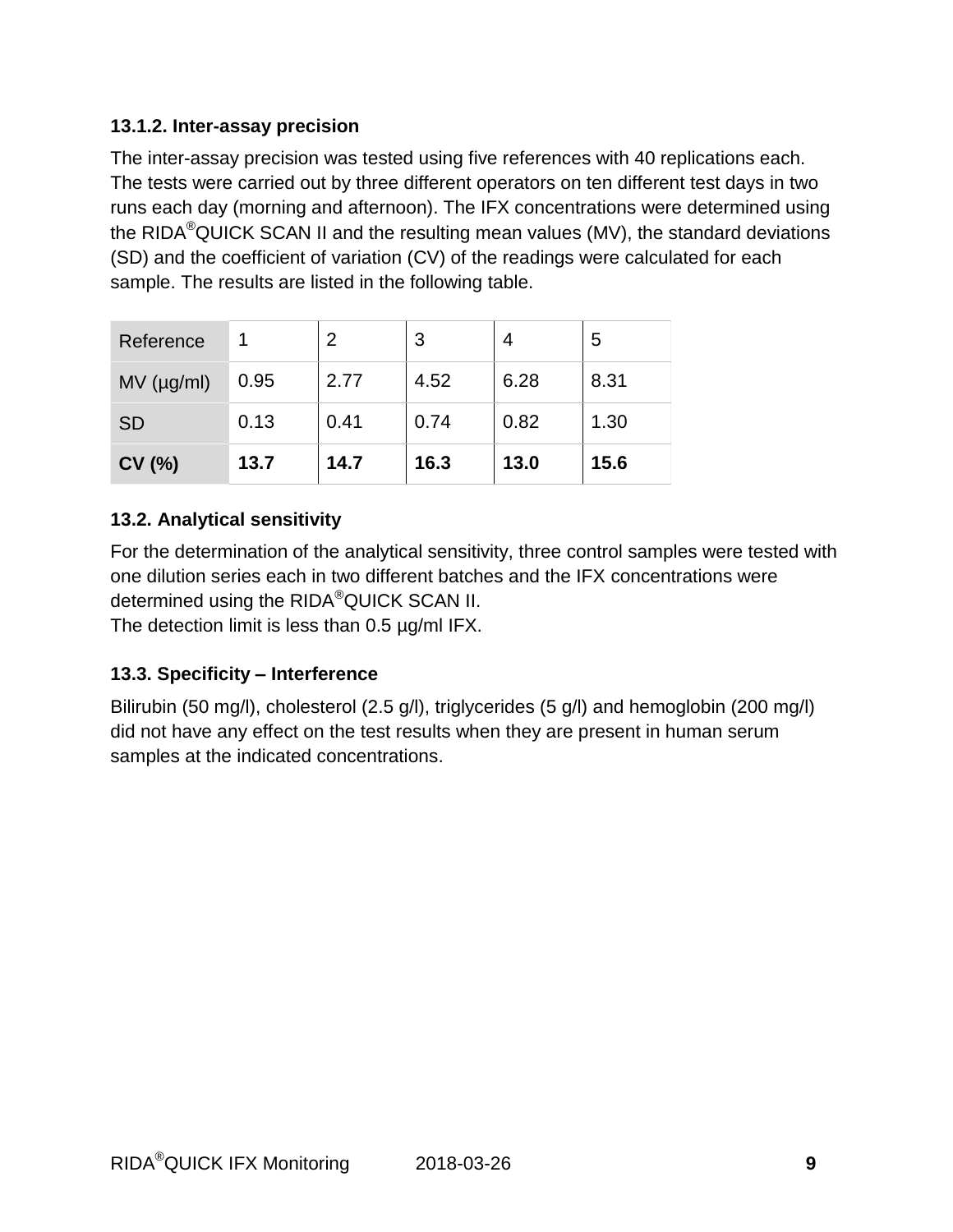### 13.1.2. Inter-assay precision

The inter-assay precision was tested using five references with 40 replications each. The tests were carried out by three different operators on ten different test days in two runs each day (morning and afternoon). The IFX concentrations were determined using the RIDA®QUICK SCAN II and the resulting mean values (MV), the standard deviations (SD) and the coefficient of variation (CV) of the readings were calculated for each sample. The results are listed in the following table.

| Reference | 1 | 2 | 3 | 4 | 5 |
|---|---|---|---|---|---|
| MV (µg/ml) | 0.95 | 2.77 | 4.52 | 6.28 | 8.31 |
| SD | 0.13 | 0.41 | 0.74 | 0.82 | 1.30 |
| **CV (%)** | **13.7** | **14.7** | **16.3** | **13.0** | **15.6** |

## 13.2. Analytical sensitivity

For the determination of the analytical sensitivity, three control samples were tested with one dilution series each in two different batches and the IFX concentrations were determined using the RIDA®QUICK SCAN II.
The detection limit is less than 0.5 µg/ml IFX.

## 13.3. Specificity – Interference

Bilirubin (50 mg/l), cholesterol (2.5 g/l), triglycerides (5 g/l) and hemoglobin (200 mg/l) did not have any effect on the test results when they are present in human serum samples at the indicated concentrations.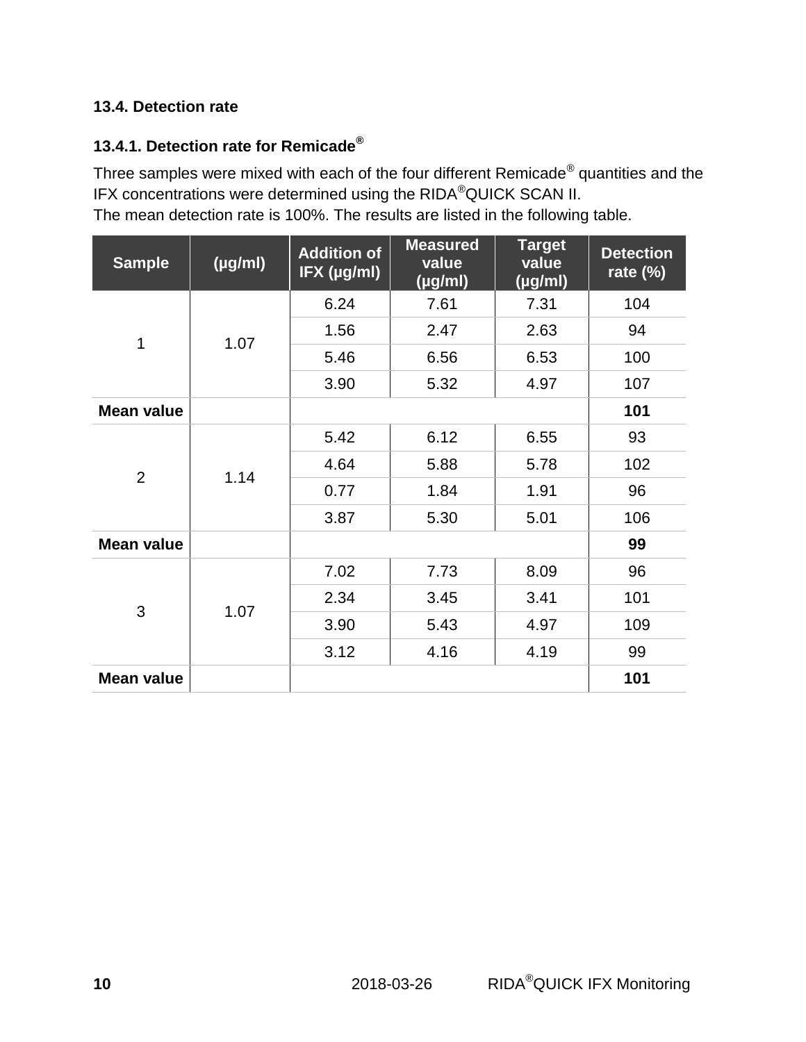### 13.4. Detection rate

#### 13.4.1. Detection rate for Remicade®

Three samples were mixed with each of the four different Remicade® quantities and the IFX concentrations were determined using the RIDA®QUICK SCAN II.
The mean detection rate is 100%. The results are listed in the following table.

| Sample | (µg/ml) | Addition of IFX (µg/ml) | Measured value (µg/ml) | Target value (µg/ml) | Detection rate (%) |
|---|---|---|---|---|---|
| 1 | 1.07 | 6.24 | 7.61 | 7.31 | 104 |
| | | 1.56 | 2.47 | 2.63 | 94 |
| | | 5.46 | 6.56 | 6.53 | 100 |
| | | 3.90 | 5.32 | 4.97 | 107 |
| **Mean value** | | | | | **101** |
| 2 | 1.14 | 5.42 | 6.12 | 6.55 | 93 |
| | | 4.64 | 5.88 | 5.78 | 102 |
| | | 0.77 | 1.84 | 1.91 | 96 |
| | | 3.87 | 5.30 | 5.01 | 106 |
| **Mean value** | | | | | **99** |
| 3 | 1.07 | 7.02 | 7.73 | 8.09 | 96 |
| | | 2.34 | 3.45 | 3.41 | 101 |
| | | 3.90 | 5.43 | 4.97 | 109 |
| | | 3.12 | 4.16 | 4.19 | 99 |
| **Mean value** | | | | | **101** |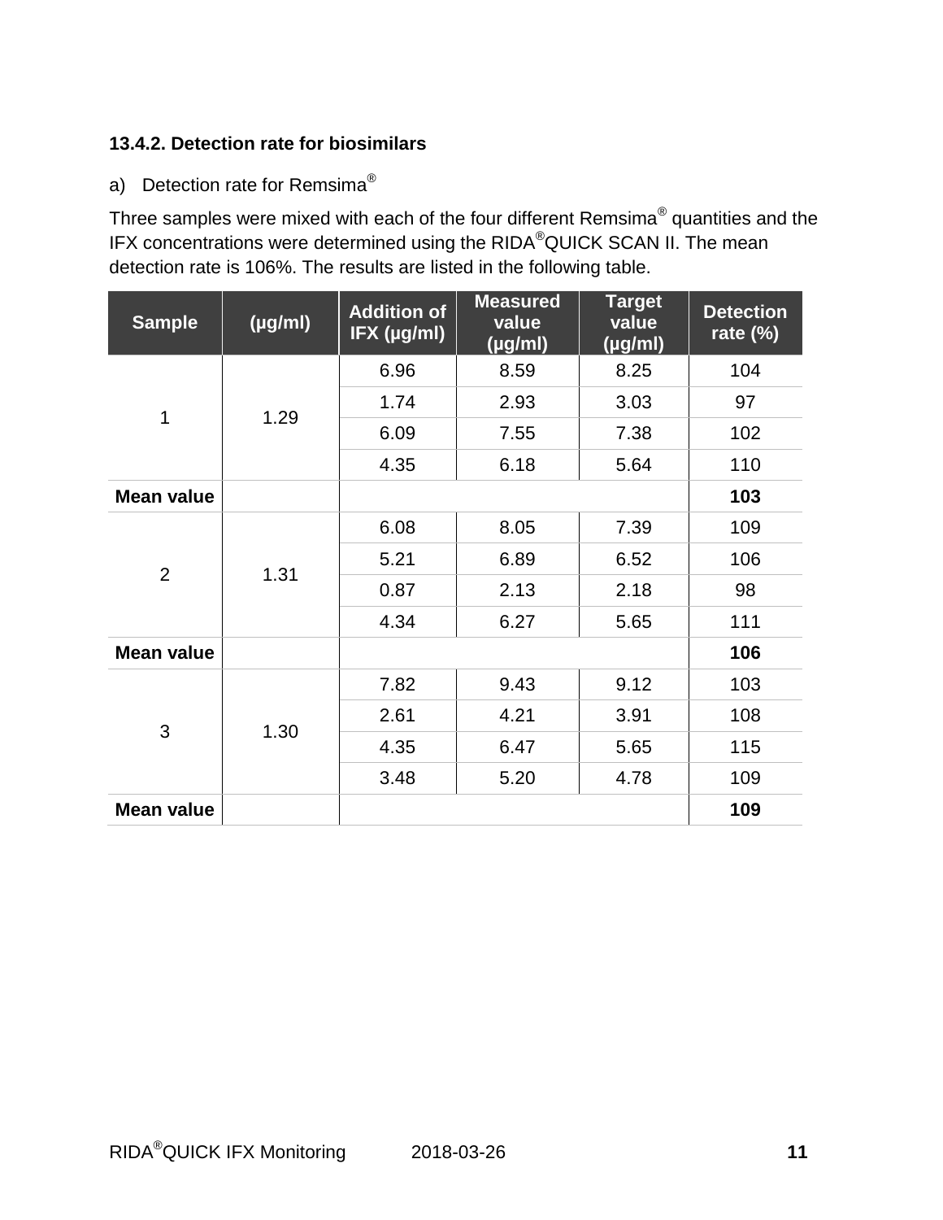### 13.4.2. Detection rate for biosimilars

a) Detection rate for Remsima®

Three samples were mixed with each of the four different Remsima® quantities and the IFX concentrations were determined using the RIDA®QUICK SCAN II. The mean detection rate is 106%. The results are listed in the following table.

| Sample | (µg/ml) | Addition of IFX (µg/ml) | Measured value (µg/ml) | Target value (µg/ml) | Detection rate (%) |
|---|---|---|---|---|---|
| 1 | 1.29 | 6.96 | 8.59 | 8.25 | 104 |
| | | 1.74 | 2.93 | 3.03 | 97 |
| | | 6.09 | 7.55 | 7.38 | 102 |
| | | 4.35 | 6.18 | 5.64 | 110 |
| **Mean value** | | | | | **103** |
| 2 | 1.31 | 6.08 | 8.05 | 7.39 | 109 |
| | | 5.21 | 6.89 | 6.52 | 106 |
| | | 0.87 | 2.13 | 2.18 | 98 |
| | | 4.34 | 6.27 | 5.65 | 111 |
| **Mean value** | | | | | **106** |
| 3 | 1.30 | 7.82 | 9.43 | 9.12 | 103 |
| | | 2.61 | 4.21 | 3.91 | 108 |
| | | 4.35 | 6.47 | 5.65 | 115 |
| | | 3.48 | 5.20 | 4.78 | 109 |
| **Mean value** | | | | | **109** |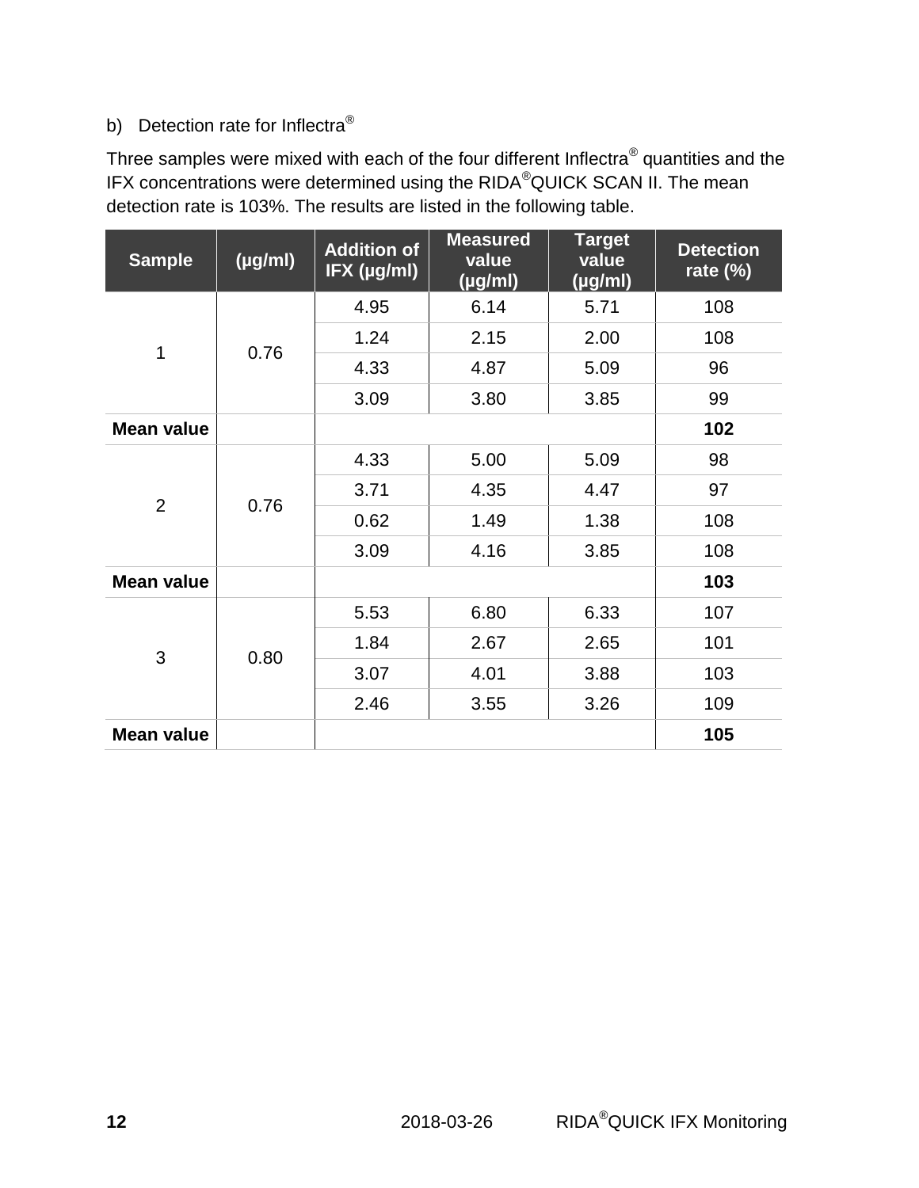b) Detection rate for Inflectra®

Three samples were mixed with each of the four different Inflectra® quantities and the IFX concentrations were determined using the RIDA®QUICK SCAN II. The mean detection rate is 103%. The results are listed in the following table.

| Sample | (µg/ml) | Addition of IFX (µg/ml) | Measured value (µg/ml) | Target value (µg/ml) | Detection rate (%) |
|---|---|---|---|---|---|
| 1 | 0.76 | 4.95 | 6.14 | 5.71 | 108 |
| | | 1.24 | 2.15 | 2.00 | 108 |
| | | 4.33 | 4.87 | 5.09 | 96 |
| | | 3.09 | 3.80 | 3.85 | 99 |
| **Mean value** | | | | | **102** |
| 2 | 0.76 | 4.33 | 5.00 | 5.09 | 98 |
| | | 3.71 | 4.35 | 4.47 | 97 |
| | | 0.62 | 1.49 | 1.38 | 108 |
| | | 3.09 | 4.16 | 3.85 | 108 |
| **Mean value** | | | | | **103** |
| 3 | 0.80 | 5.53 | 6.80 | 6.33 | 107 |
| | | 1.84 | 2.67 | 2.65 | 101 |
| | | 3.07 | 4.01 | 3.88 | 103 |
| | | 2.46 | 3.55 | 3.26 | 109 |
| **Mean value** | | | | | **105** |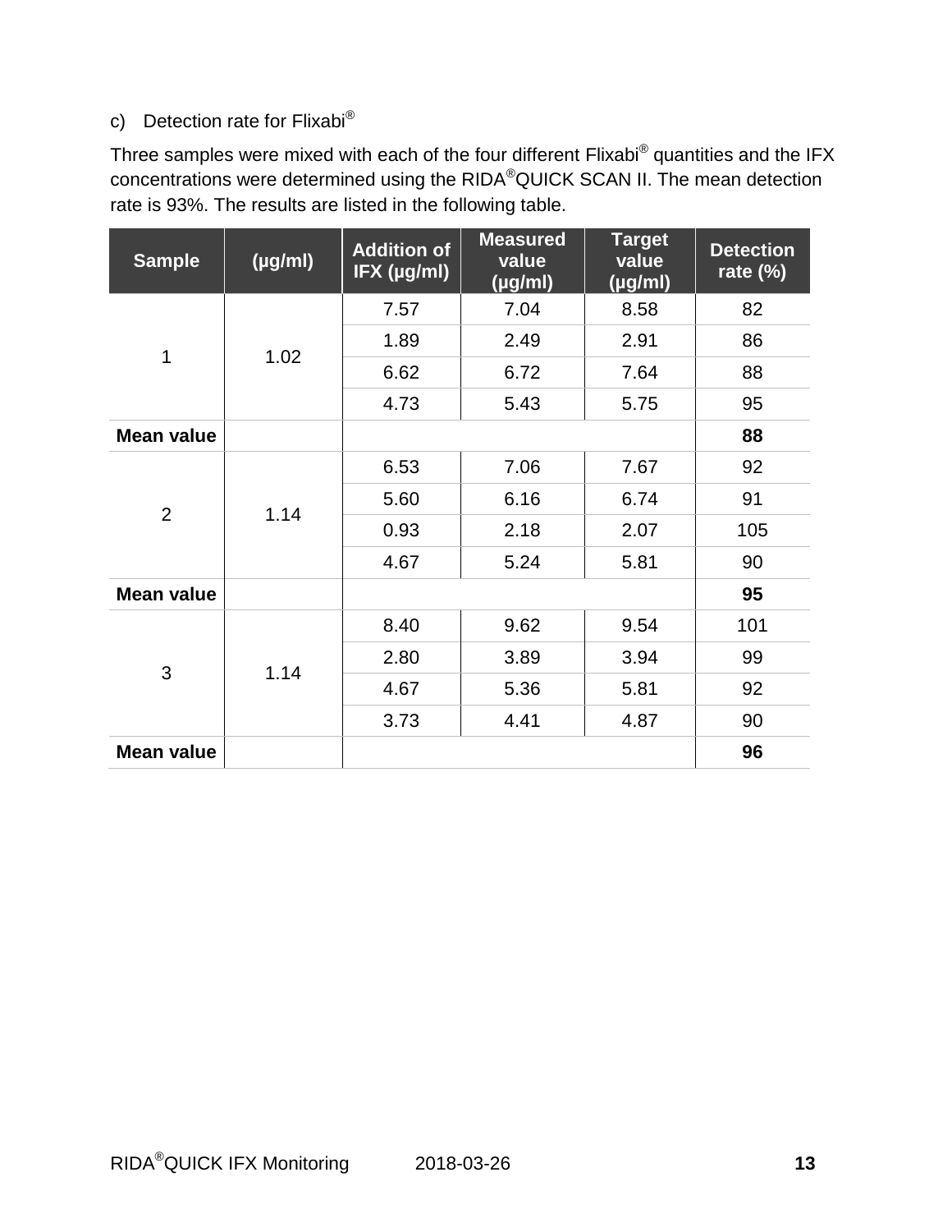c) Detection rate for Flixabi®

Three samples were mixed with each of the four different Flixabi® quantities and the IFX concentrations were determined using the RIDA®QUICK SCAN II. The mean detection rate is 93%. The results are listed in the following table.

| Sample | (µg/ml) | Addition of IFX (µg/ml) | Measured value (µg/ml) | Target value (µg/ml) | Detection rate (%) |
|---|---|---|---|---|---|
| 1 | 1.02 | 7.57 | 7.04 | 8.58 | 82 |
| | | 1.89 | 2.49 | 2.91 | 86 |
| | | 6.62 | 6.72 | 7.64 | 88 |
| | | 4.73 | 5.43 | 5.75 | 95 |
| **Mean value** | | | | | **88** |
| 2 | 1.14 | 6.53 | 7.06 | 7.67 | 92 |
| | | 5.60 | 6.16 | 6.74 | 91 |
| | | 0.93 | 2.18 | 2.07 | 105 |
| | | 4.67 | 5.24 | 5.81 | 90 |
| **Mean value** | | | | | **95** |
| 3 | 1.14 | 8.40 | 9.62 | 9.54 | 101 |
| | | 2.80 | 3.89 | 3.94 | 99 |
| | | 4.67 | 5.36 | 5.81 | 92 |
| | | 3.73 | 4.41 | 4.87 | 90 |
| **Mean value** | | | | | **96** |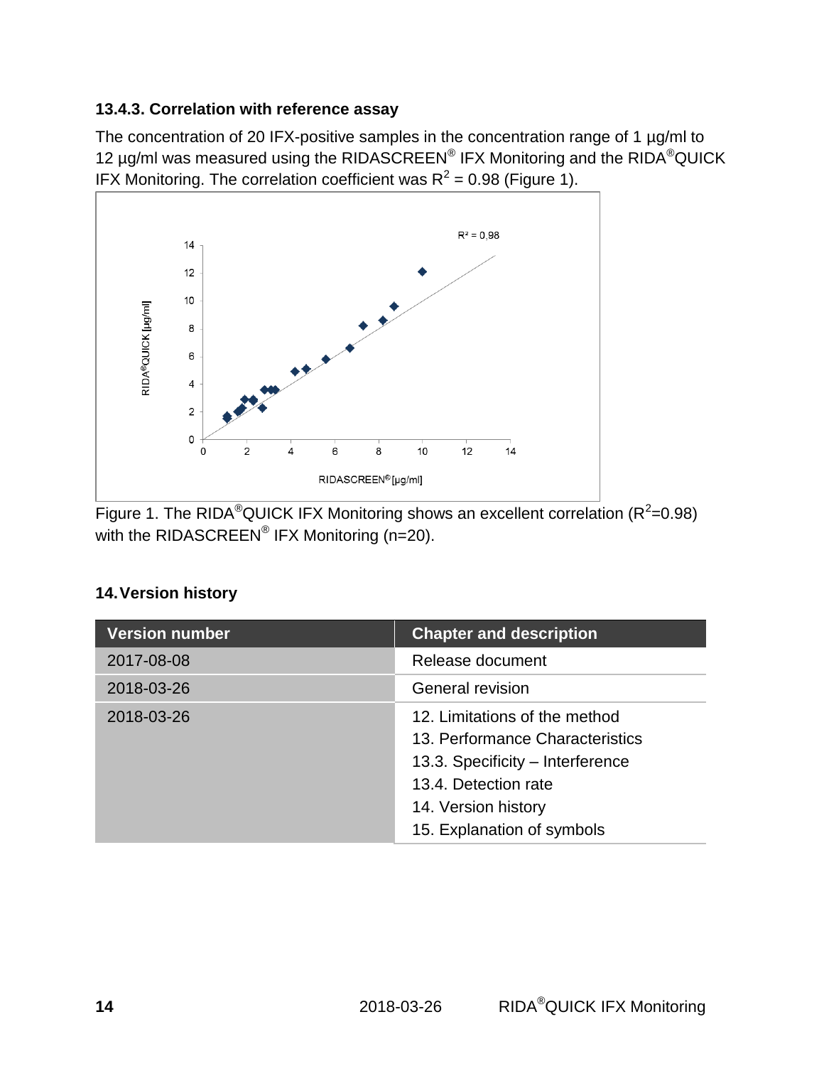### 13.4.3. Correlation with reference assay

The concentration of 20 IFX-positive samples in the concentration range of 1 µg/ml to 12 µg/ml was measured using the RIDASCREEN® IFX Monitoring and the RIDA®QUICK IFX Monitoring. The correlation coefficient was $R^2$ = 0.98 (Figure 1).

Figure 1. The RIDA®QUICK IFX Monitoring shows an excellent correlation ($R^2$=0.98) with the RIDASCREEN® IFX Monitoring (n=20).

## 14. Version history

| Version number | Chapter and description |
| --- | --- |
| 2017-08-08 | Release document |
| 2018-03-26 | General revision |
| 2018-03-26 | 12. Limitations of the method<br>13. Performance Characteristics<br>13.3. Specificity – Interference<br>13.4. Detection rate<br>14. Version history<br>15. Explanation of symbols |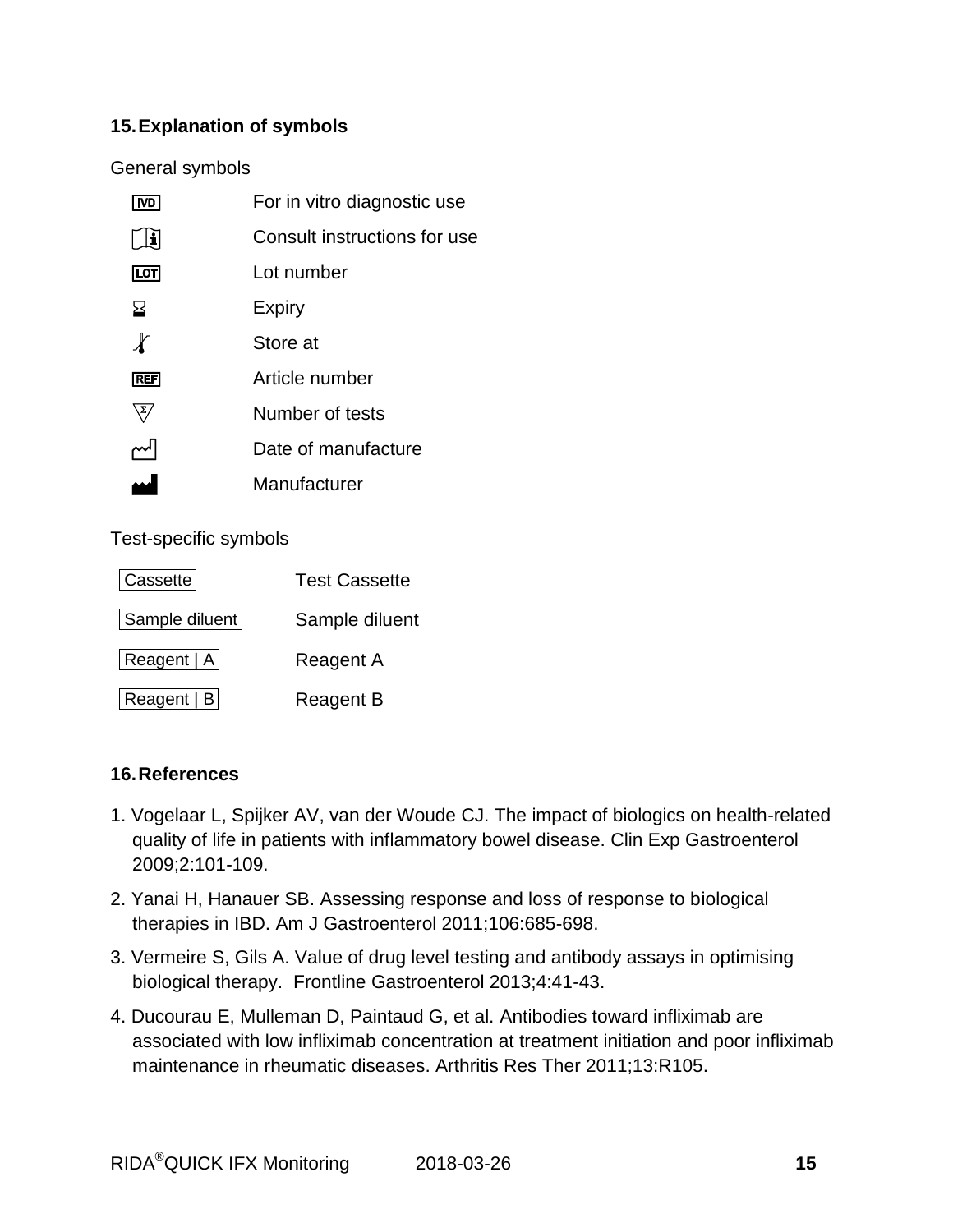## 15. Explanation of symbols

General symbols

| Symbol | Meaning |
| --- | --- |
| IVD | For in vitro diagnostic use |
| i | Consult instructions for use |
| LOT | Lot number |
| | Expiry |
| | Store at |
| REF | Article number |
| Σ | Number of tests |
| | Date of manufacture |
| | Manufacturer |

Test-specific symbols

| Symbol | Meaning |
| --- | --- |
| Cassette | Test Cassette |
| Sample diluent | Sample diluent |
| Reagent \| A | Reagent A |
| Reagent \| B | Reagent B |

## 16. References

1. Vogelaar L, Spijker AV, van der Woude CJ. The impact of biologics on health-related quality of life in patients with inflammatory bowel disease. Clin Exp Gastroenterol 2009;2:101-109.
2. Yanai H, Hanauer SB. Assessing response and loss of response to biological therapies in IBD. Am J Gastroenterol 2011;106:685-698.
3. Vermeire S, Gils A. Value of drug level testing and antibody assays in optimising biological therapy. Frontline Gastroenterol 2013;4:41-43.
4. Ducourau E, Mulleman D, Paintaud G, et al. Antibodies toward infliximab are associated with low infliximab concentration at treatment initiation and poor infliximab maintenance in rheumatic diseases. Arthritis Res Ther 2011;13:R105.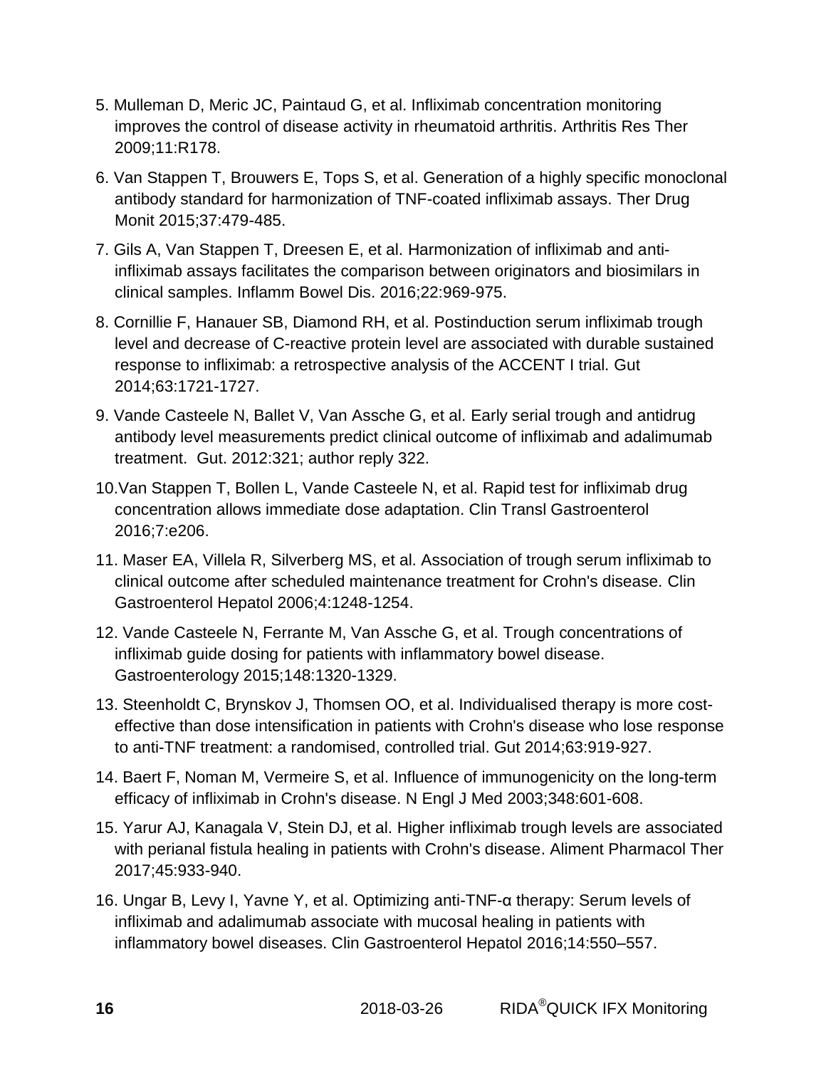5. Mulleman D, Meric JC, Paintaud G, et al. Infliximab concentration monitoring improves the control of disease activity in rheumatoid arthritis. Arthritis Res Ther 2009;11:R178.
6. Van Stappen T, Brouwers E, Tops S, et al. Generation of a highly specific monoclonal antibody standard for harmonization of TNF-coated infliximab assays. Ther Drug Monit 2015;37:479-485.
7. Gils A, Van Stappen T, Dreesen E, et al. Harmonization of infliximab and anti-infliximab assays facilitates the comparison between originators and biosimilars in clinical samples. Inflamm Bowel Dis. 2016;22:969-975.
8. Cornillie F, Hanauer SB, Diamond RH, et al. Postinduction serum infliximab trough level and decrease of C-reactive protein level are associated with durable sustained response to infliximab: a retrospective analysis of the ACCENT I trial. Gut 2014;63:1721-1727.
9. Vande Casteele N, Ballet V, Van Assche G, et al. Early serial trough and antidrug antibody level measurements predict clinical outcome of infliximab and adalimumab treatment. Gut. 2012:321; author reply 322.
10. Van Stappen T, Bollen L, Vande Casteele N, et al. Rapid test for infliximab drug concentration allows immediate dose adaptation. Clin Transl Gastroenterol 2016;7:e206.
11. Maser EA, Villela R, Silverberg MS, et al. Association of trough serum infliximab to clinical outcome after scheduled maintenance treatment for Crohn's disease. Clin Gastroenterol Hepatol 2006;4:1248-1254.
12. Vande Casteele N, Ferrante M, Van Assche G, et al. Trough concentrations of infliximab guide dosing for patients with inflammatory bowel disease. Gastroenterology 2015;148:1320-1329.
13. Steenholdt C, Brynskov J, Thomsen OO, et al. Individualised therapy is more cost-effective than dose intensification in patients with Crohn's disease who lose response to anti-TNF treatment: a randomised, controlled trial. Gut 2014;63:919-927.
14. Baert F, Noman M, Vermeire S, et al. Influence of immunogenicity on the long-term efficacy of infliximab in Crohn's disease. N Engl J Med 2003;348:601-608.
15. Yarur AJ, Kanagala V, Stein DJ, et al. Higher infliximab trough levels are associated with perianal fistula healing in patients with Crohn's disease. Aliment Pharmacol Ther 2017;45:933-940.
16. Ungar B, Levy I, Yavne Y, et al. Optimizing anti-TNF-α therapy: Serum levels of infliximab and adalimumab associate with mucosal healing in patients with inflammatory bowel diseases. Clin Gastroenterol Hepatol 2016;14:550–557.